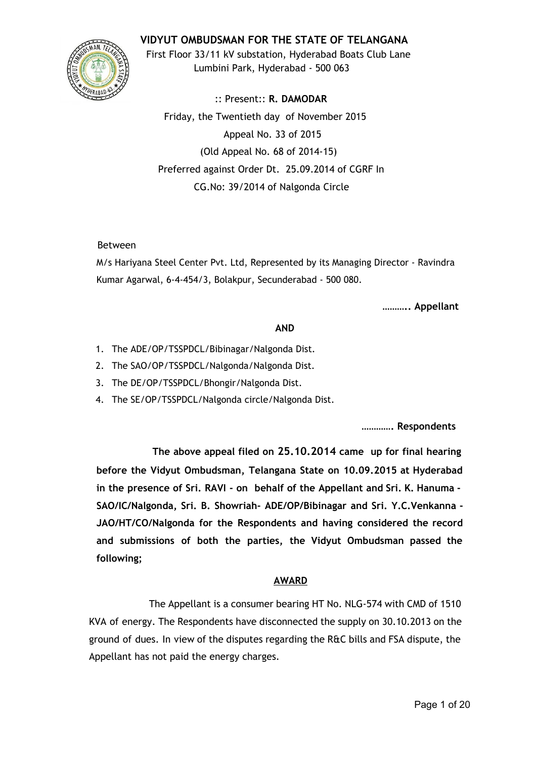# VIDYUT OMBUDSMAN FOR THE STATE OF TELANGANA

First Floor 33/11 kV substation, Hyderabad Boats Club Lane
Lumbini Park, Hyderabad - 500 063

:: Present:: **R. DAMODAR**

Friday, the Twentieth day of November 2015

Appeal No. 33 of 2015

(Old Appeal No. 68 of 2014-15)

Preferred against Order Dt. 25.09.2014 of CGRF In

CG.No: 39/2014 of Nalgonda Circle

Between

M/s Hariyana Steel Center Pvt. Ltd, Represented by its Managing Director - Ravindra Kumar Agarwal, 6-4-454/3, Bolakpur, Secunderabad - 500 080.

**……….. Appellant**

**AND**

1. The ADE/OP/TSSPDCL/Bibinagar/Nalgonda Dist.
2. The SAO/OP/TSSPDCL/Nalgonda/Nalgonda Dist.
3. The DE/OP/TSSPDCL/Bhongir/Nalgonda Dist.
4. The SE/OP/TSSPDCL/Nalgonda circle/Nalgonda Dist.

**…………. Respondents**

**The above appeal filed on 25.10.2014 came up for final hearing before the Vidyut Ombudsman, Telangana State on 10.09.2015 at Hyderabad in the presence of Sri. RAVI - on behalf of the Appellant and Sri. K. Hanuma - SAO/IC/Nalgonda, Sri. B. Showriah- ADE/OP/Bibinagar and Sri. Y.C.Venkanna - JAO/HT/CO/Nalgonda for the Respondents and having considered the record and submissions of both the parties, the Vidyut Ombudsman passed the following;**

## AWARD

The Appellant is a consumer bearing HT No. NLG-574 with CMD of 1510 KVA of energy. The Respondents have disconnected the supply on 30.10.2013 on the ground of dues. In view of the disputes regarding the R&C bills and FSA dispute, the Appellant has not paid the energy charges.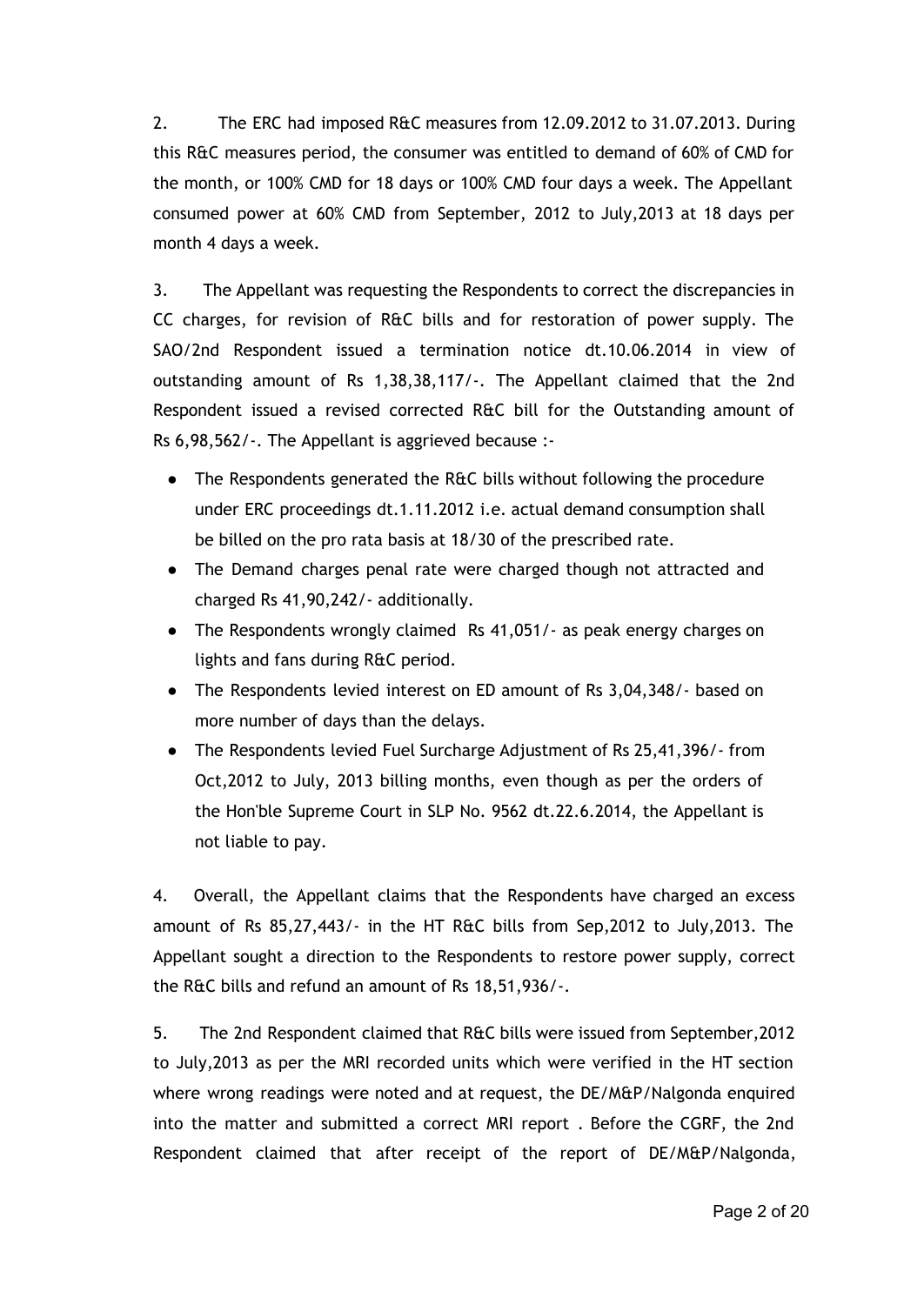2. The ERC had imposed R&C measures from 12.09.2012 to 31.07.2013. During this R&C measures period, the consumer was entitled to demand of 60% of CMD for the month, or 100% CMD for 18 days or 100% CMD four days a week. The Appellant consumed power at 60% CMD from September, 2012 to July,2013 at 18 days per month 4 days a week.

3. The Appellant was requesting the Respondents to correct the discrepancies in CC charges, for revision of R&C bills and for restoration of power supply. The SAO/2nd Respondent issued a termination notice dt.10.06.2014 in view of outstanding amount of Rs 1,38,38,117/-. The Appellant claimed that the 2nd Respondent issued a revised corrected R&C bill for the Outstanding amount of Rs 6,98,562/-. The Appellant is aggrieved because :-

- The Respondents generated the R&C bills without following the procedure under ERC proceedings dt.1.11.2012 i.e. actual demand consumption shall be billed on the pro rata basis at 18/30 of the prescribed rate.
- The Demand charges penal rate were charged though not attracted and charged Rs 41,90,242/- additionally.
- The Respondents wrongly claimed Rs 41,051/- as peak energy charges on lights and fans during R&C period.
- The Respondents levied interest on ED amount of Rs 3,04,348/- based on more number of days than the delays.
- The Respondents levied Fuel Surcharge Adjustment of Rs 25,41,396/- from Oct,2012 to July, 2013 billing months, even though as per the orders of the Hon'ble Supreme Court in SLP No. 9562 dt.22.6.2014, the Appellant is not liable to pay.

4. Overall, the Appellant claims that the Respondents have charged an excess amount of Rs 85,27,443/- in the HT R&C bills from Sep,2012 to July,2013. The Appellant sought a direction to the Respondents to restore power supply, correct the R&C bills and refund an amount of Rs 18,51,936/-.

5. The 2nd Respondent claimed that R&C bills were issued from September,2012 to July,2013 as per the MRI recorded units which were verified in the HT section where wrong readings were noted and at request, the DE/M&P/Nalgonda enquired into the matter and submitted a correct MRI report . Before the CGRF, the 2nd Respondent claimed that after receipt of the report of DE/M&P/Nalgonda,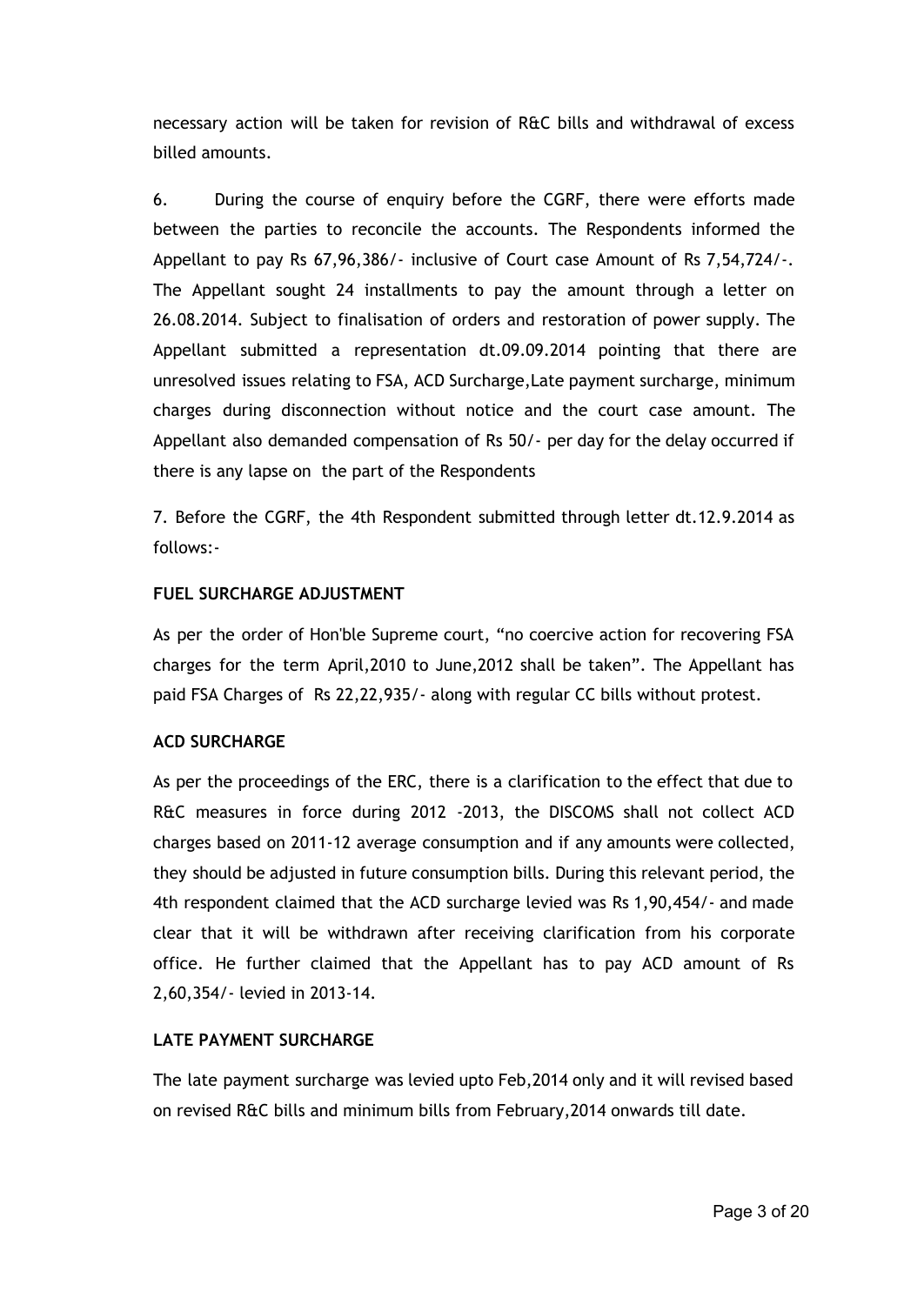necessary action will be taken for revision of R&C bills and withdrawal of excess billed amounts.

6. During the course of enquiry before the CGRF, there were efforts made between the parties to reconcile the accounts. The Respondents informed the Appellant to pay Rs 67,96,386/- inclusive of Court case Amount of Rs 7,54,724/-. The Appellant sought 24 installments to pay the amount through a letter on 26.08.2014. Subject to finalisation of orders and restoration of power supply. The Appellant submitted a representation dt.09.09.2014 pointing that there are unresolved issues relating to FSA, ACD Surcharge,Late payment surcharge, minimum charges during disconnection without notice and the court case amount. The Appellant also demanded compensation of Rs 50/- per day for the delay occurred if there is any lapse on the part of the Respondents

7. Before the CGRF, the 4th Respondent submitted through letter dt.12.9.2014 as follows:-

**FUEL SURCHARGE ADJUSTMENT**

As per the order of Hon'ble Supreme court, "no coercive action for recovering FSA charges for the term April,2010 to June,2012 shall be taken". The Appellant has paid FSA Charges of Rs 22,22,935/- along with regular CC bills without protest.

**ACD SURCHARGE**

As per the proceedings of the ERC, there is a clarification to the effect that due to R&C measures in force during 2012 -2013, the DISCOMS shall not collect ACD charges based on 2011-12 average consumption and if any amounts were collected, they should be adjusted in future consumption bills. During this relevant period, the 4th respondent claimed that the ACD surcharge levied was Rs 1,90,454/- and made clear that it will be withdrawn after receiving clarification from his corporate office. He further claimed that the Appellant has to pay ACD amount of Rs 2,60,354/- levied in 2013-14.

**LATE PAYMENT SURCHARGE**

The late payment surcharge was levied upto Feb,2014 only and it will revised based on revised R&C bills and minimum bills from February,2014 onwards till date.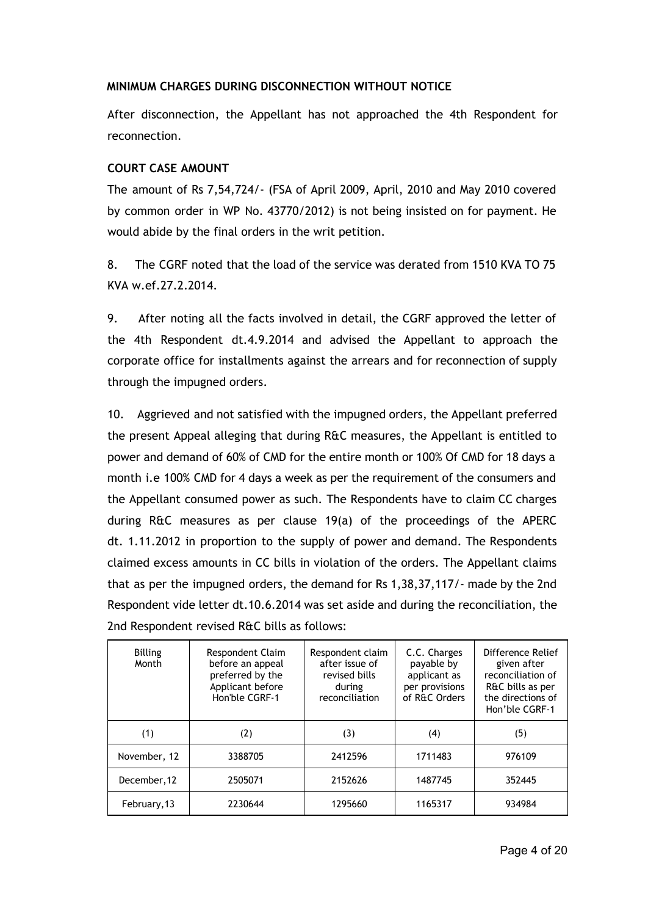**MINIMUM CHARGES DURING DISCONNECTION WITHOUT NOTICE**

After disconnection, the Appellant has not approached the 4th Respondent for reconnection.

**COURT CASE AMOUNT**

The amount of Rs 7,54,724/- (FSA of April 2009, April, 2010 and May 2010 covered by common order in WP No. 43770/2012) is not being insisted on for payment. He would abide by the final orders in the writ petition.

8. The CGRF noted that the load of the service was derated from 1510 KVA TO 75 KVA w.ef.27.2.2014.

9. After noting all the facts involved in detail, the CGRF approved the letter of the 4th Respondent dt.4.9.2014 and advised the Appellant to approach the corporate office for installments against the arrears and for reconnection of supply through the impugned orders.

10. Aggrieved and not satisfied with the impugned orders, the Appellant preferred the present Appeal alleging that during R&C measures, the Appellant is entitled to power and demand of 60% of CMD for the entire month or 100% Of CMD for 18 days a month i.e 100% CMD for 4 days a week as per the requirement of the consumers and the Appellant consumed power as such. The Respondents have to claim CC charges during R&C measures as per clause 19(a) of the proceedings of the APERC dt. 1.11.2012 in proportion to the supply of power and demand. The Respondents claimed excess amounts in CC bills in violation of the orders. The Appellant claims that as per the impugned orders, the demand for Rs 1,38,37,117/- made by the 2nd Respondent vide letter dt.10.6.2014 was set aside and during the reconciliation, the 2nd Respondent revised R&C bills as follows:

| Billing Month | Respondent Claim before an appeal preferred by the Applicant before Hon'ble CGRF-1 | Respondent claim after issue of revised bills during reconciliation | C.C. Charges payable by applicant as per provisions of R&C Orders | Difference Relief given after reconciliation of R&C bills as per the directions of Hon'ble CGRF-1 |
|---|---|---|---|---|
| (1) | (2) | (3) | (4) | (5) |
| November, 12 | 3388705 | 2412596 | 1711483 | 976109 |
| December,12 | 2505071 | 2152626 | 1487745 | 352445 |
| February,13 | 2230644 | 1295660 | 1165317 | 934984 |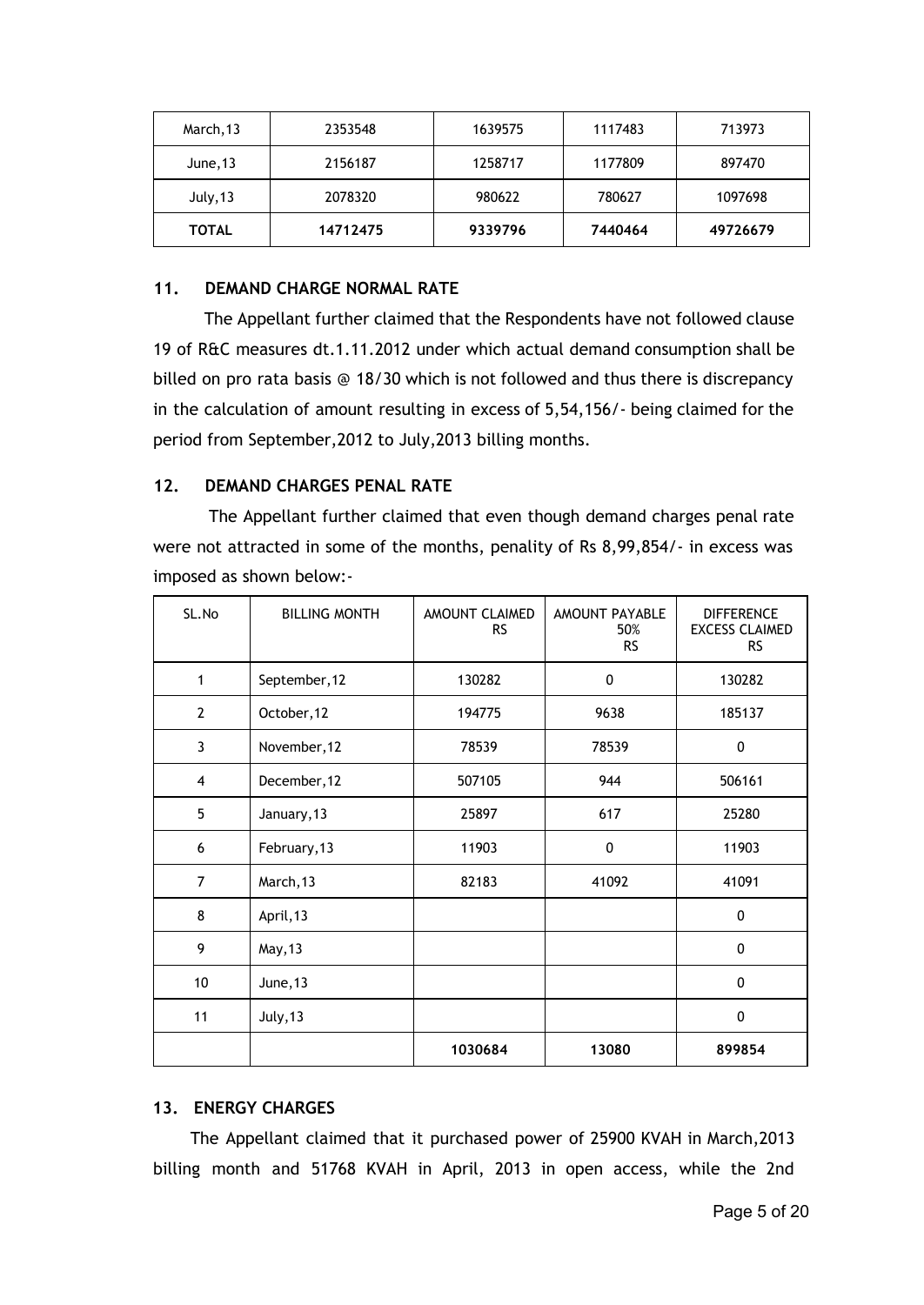| March,13 | 2353548 | 1639575 | 1117483 | 713973 |
|---|---|---|---|---|
| June,13 | 2156187 | 1258717 | 1177809 | 897470 |
| July,13 | 2078320 | 980622 | 780627 | 1097698 |
| **TOTAL** | **14712475** | **9339796** | **7440464** | **49726679** |

## 11. DEMAND CHARGE NORMAL RATE

The Appellant further claimed that the Respondents have not followed clause 19 of R&C measures dt.1.11.2012 under which actual demand consumption shall be billed on pro rata basis @ 18/30 which is not followed and thus there is discrepancy in the calculation of amount resulting in excess of 5,54,156/- being claimed for the period from September,2012 to July,2013 billing months.

## 12. DEMAND CHARGES PENAL RATE

The Appellant further claimed that even though demand charges penal rate were not attracted in some of the months, penality of Rs 8,99,854/- in excess was imposed as shown below:-

| SL.No | BILLING MONTH | AMOUNT CLAIMED RS | AMOUNT PAYABLE 50% RS | DIFFERENCE EXCESS CLAIMED RS |
|---|---|---|---|---|
| 1 | September,12 | 130282 | 0 | 130282 |
| 2 | October,12 | 194775 | 9638 | 185137 |
| 3 | November,12 | 78539 | 78539 | 0 |
| 4 | December,12 | 507105 | 944 | 506161 |
| 5 | January,13 | 25897 | 617 | 25280 |
| 6 | February,13 | 11903 | 0 | 11903 |
| 7 | March,13 | 82183 | 41092 | 41091 |
| 8 | April,13 | | | 0 |
| 9 | May,13 | | | 0 |
| 10 | June,13 | | | 0 |
| 11 | July,13 | | | 0 |
| | | **1030684** | **13080** | **899854** |

## 13. ENERGY CHARGES

The Appellant claimed that it purchased power of 25900 KVAH in March,2013 billing month and 51768 KVAH in April, 2013 in open access, while the 2nd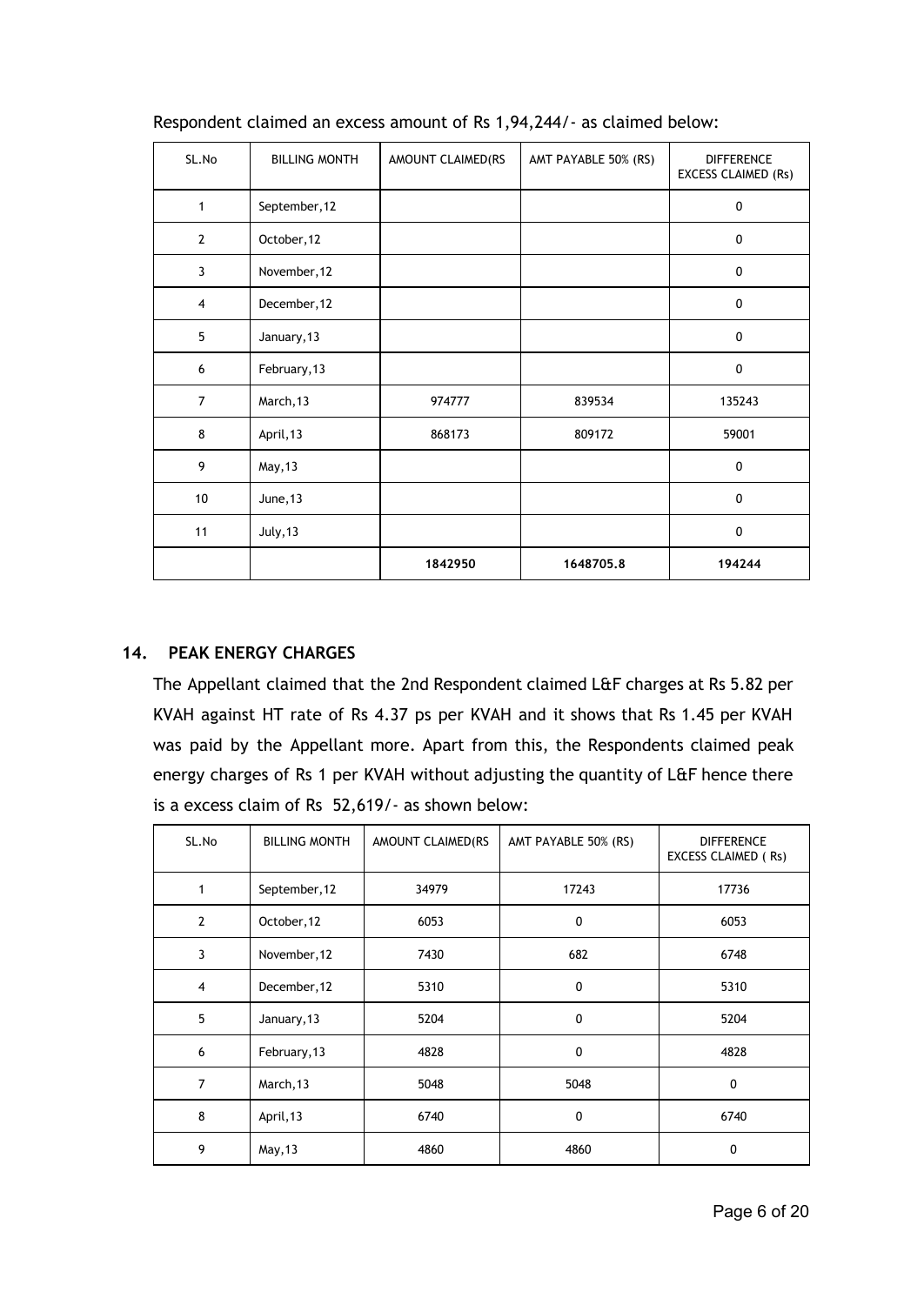Respondent claimed an excess amount of Rs 1,94,244/- as claimed below:

| SL.No | BILLING MONTH | AMOUNT CLAIMED(RS | AMT PAYABLE 50% (RS) | DIFFERENCE EXCESS CLAIMED (Rs) |
|---|---|---|---|---|
| 1 | September,12 | | | 0 |
| 2 | October,12 | | | 0 |
| 3 | November,12 | | | 0 |
| 4 | December,12 | | | 0 |
| 5 | January,13 | | | 0 |
| 6 | February,13 | | | 0 |
| 7 | March,13 | 974777 | 839534 | 135243 |
| 8 | April,13 | 868173 | 809172 | 59001 |
| 9 | May,13 | | | 0 |
| 10 | June,13 | | | 0 |
| 11 | July,13 | | | 0 |
| | | **1842950** | **1648705.8** | **194244** |

## 14. PEAK ENERGY CHARGES

The Appellant claimed that the 2nd Respondent claimed L&F charges at Rs 5.82 per KVAH against HT rate of Rs 4.37 ps per KVAH and it shows that Rs 1.45 per KVAH was paid by the Appellant more. Apart from this, the Respondents claimed peak energy charges of Rs 1 per KVAH without adjusting the quantity of L&F hence there is a excess claim of Rs 52,619/- as shown below:

| SL.No | BILLING MONTH | AMOUNT CLAIMED(RS | AMT PAYABLE 50% (RS) | DIFFERENCE EXCESS CLAIMED ( Rs) |
|---|---|---|---|---|
| 1 | September,12 | 34979 | 17243 | 17736 |
| 2 | October,12 | 6053 | 0 | 6053 |
| 3 | November,12 | 7430 | 682 | 6748 |
| 4 | December,12 | 5310 | 0 | 5310 |
| 5 | January,13 | 5204 | 0 | 5204 |
| 6 | February,13 | 4828 | 0 | 4828 |
| 7 | March,13 | 5048 | 5048 | 0 |
| 8 | April,13 | 6740 | 0 | 6740 |
| 9 | May,13 | 4860 | 4860 | 0 |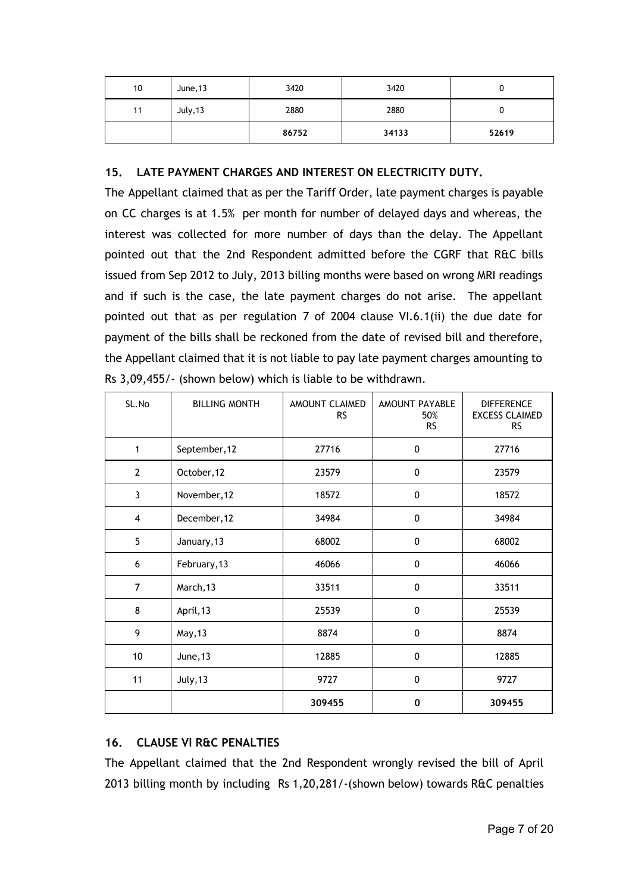| 10 | June,13 | 3420 | 3420 | 0 |
|---|---|---|---|---|
| 11 | July,13 | 2880 | 2880 | 0 |
| | | **86752** | **34133** | **52619** |

### 15. LATE PAYMENT CHARGES AND INTEREST ON ELECTRICITY DUTY.

The Appellant claimed that as per the Tariff Order, late payment charges is payable on CC charges is at 1.5% per month for number of delayed days and whereas, the interest was collected for more number of days than the delay. The Appellant pointed out that the 2nd Respondent admitted before the CGRF that R&C bills issued from Sep 2012 to July, 2013 billing months were based on wrong MRI readings and if such is the case, the late payment charges do not arise. The appellant pointed out that as per regulation 7 of 2004 clause VI.6.1(ii) the due date for payment of the bills shall be reckoned from the date of revised bill and therefore, the Appellant claimed that it is not liable to pay late payment charges amounting to Rs 3,09,455/- (shown below) which is liable to be withdrawn.

| SL.No | BILLING MONTH | AMOUNT CLAIMED RS | AMOUNT PAYABLE 50% RS | DIFFERENCE EXCESS CLAIMED RS |
|---|---|---|---|---|
| 1 | September,12 | 27716 | 0 | 27716 |
| 2 | October,12 | 23579 | 0 | 23579 |
| 3 | November,12 | 18572 | 0 | 18572 |
| 4 | December,12 | 34984 | 0 | 34984 |
| 5 | January,13 | 68002 | 0 | 68002 |
| 6 | February,13 | 46066 | 0 | 46066 |
| 7 | March,13 | 33511 | 0 | 33511 |
| 8 | April,13 | 25539 | 0 | 25539 |
| 9 | May,13 | 8874 | 0 | 8874 |
| 10 | June,13 | 12885 | 0 | 12885 |
| 11 | July,13 | 9727 | 0 | 9727 |
| | | **309455** | **0** | **309455** |

### 16. CLAUSE VI R&C PENALTIES

The Appellant claimed that the 2nd Respondent wrongly revised the bill of April 2013 billing month by including Rs 1,20,281/-(shown below) towards R&C penalties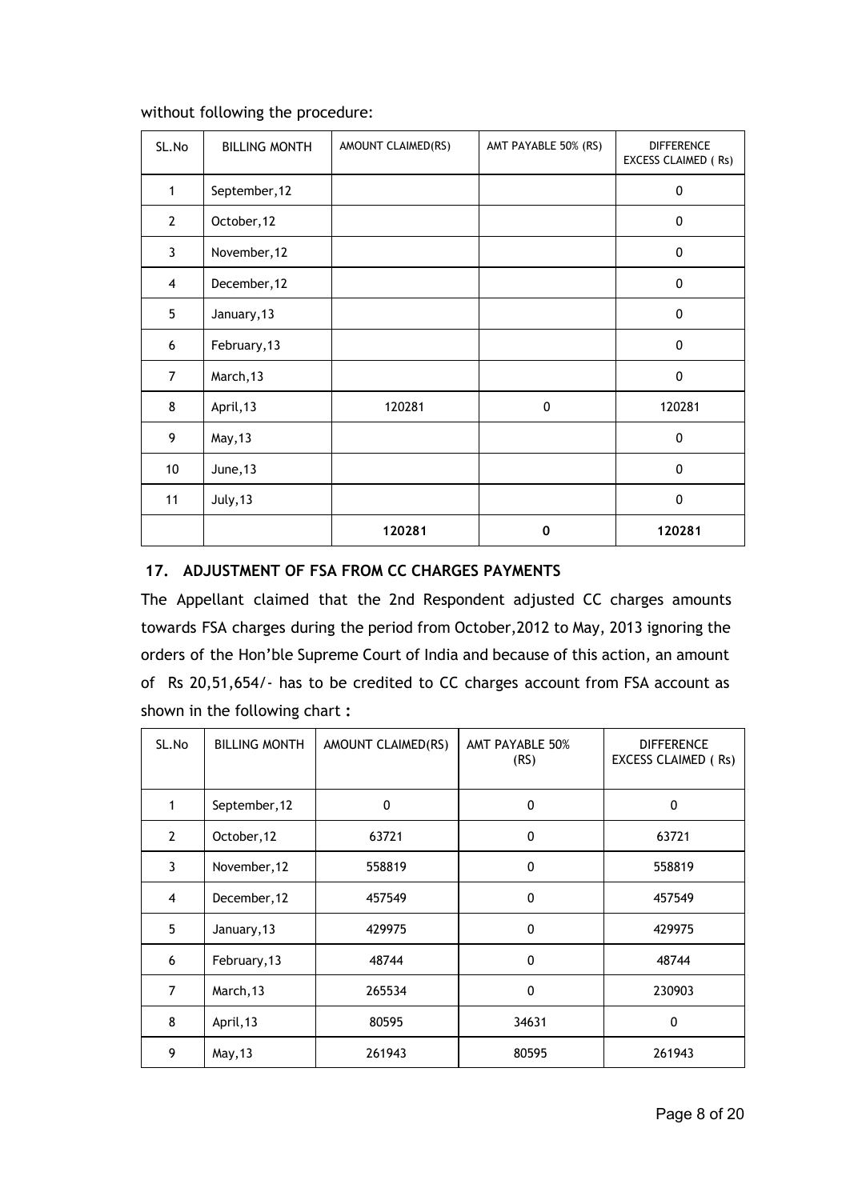without following the procedure:

| SL.No | BILLING MONTH | AMOUNT CLAIMED(RS) | AMT PAYABLE 50% (RS) | DIFFERENCE EXCESS CLAIMED ( Rs) |
|---|---|---|---|---|
| 1 | September,12 | | | 0 |
| 2 | October,12 | | | 0 |
| 3 | November,12 | | | 0 |
| 4 | December,12 | | | 0 |
| 5 | January,13 | | | 0 |
| 6 | February,13 | | | 0 |
| 7 | March,13 | | | 0 |
| 8 | April,13 | 120281 | 0 | 120281 |
| 9 | May,13 | | | 0 |
| 10 | June,13 | | | 0 |
| 11 | July,13 | | | 0 |
| | | **120281** | **0** | **120281** |

## 17. ADJUSTMENT OF FSA FROM CC CHARGES PAYMENTS

The Appellant claimed that the 2nd Respondent adjusted CC charges amounts towards FSA charges during the period from October,2012 to May, 2013 ignoring the orders of the Hon'ble Supreme Court of India and because of this action, an amount of Rs 20,51,654/- has to be credited to CC charges account from FSA account as shown in the following chart **:**

| SL.No | BILLING MONTH | AMOUNT CLAIMED(RS) | AMT PAYABLE 50% (RS) | DIFFERENCE EXCESS CLAIMED ( Rs) |
|---|---|---|---|---|
| 1 | September,12 | 0 | 0 | 0 |
| 2 | October,12 | 63721 | 0 | 63721 |
| 3 | November,12 | 558819 | 0 | 558819 |
| 4 | December,12 | 457549 | 0 | 457549 |
| 5 | January,13 | 429975 | 0 | 429975 |
| 6 | February,13 | 48744 | 0 | 48744 |
| 7 | March,13 | 265534 | 0 | 230903 |
| 8 | April,13 | 80595 | 34631 | 0 |
| 9 | May,13 | 261943 | 80595 | 261943 |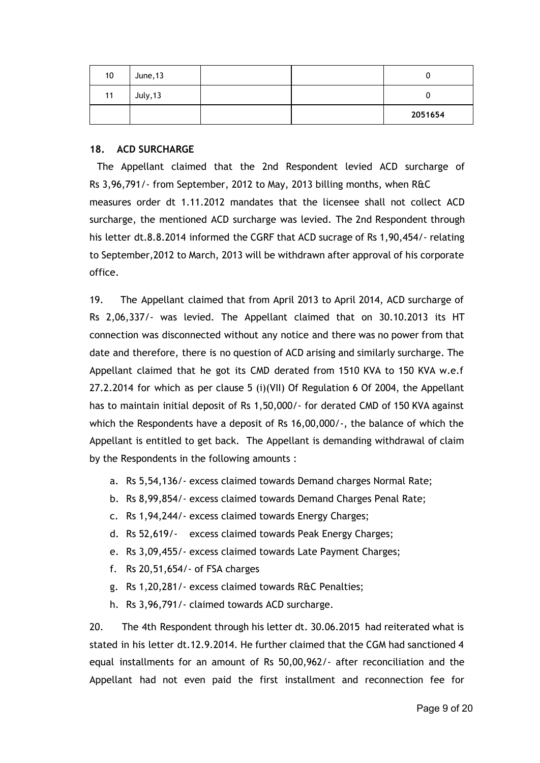| 10 | June,13 | | | 0 |
|---|---|---|---|---|
| 11 | July,13 | | | 0 |
| | | | | **2051654** |

## 18. ACD SURCHARGE

The Appellant claimed that the 2nd Respondent levied ACD surcharge of Rs 3,96,791/- from September, 2012 to May, 2013 billing months, when R&C measures order dt 1.11.2012 mandates that the licensee shall not collect ACD surcharge, the mentioned ACD surcharge was levied. The 2nd Respondent through his letter dt.8.8.2014 informed the CGRF that ACD sucrage of Rs 1,90,454/- relating to September,2012 to March, 2013 will be withdrawn after approval of his corporate office.

19. The Appellant claimed that from April 2013 to April 2014, ACD surcharge of Rs 2,06,337/- was levied. The Appellant claimed that on 30.10.2013 its HT connection was disconnected without any notice and there was no power from that date and therefore, there is no question of ACD arising and similarly surcharge. The Appellant claimed that he got its CMD derated from 1510 KVA to 150 KVA w.e.f 27.2.2014 for which as per clause 5 (i)(VII) Of Regulation 6 Of 2004, the Appellant has to maintain initial deposit of Rs 1,50,000/- for derated CMD of 150 KVA against which the Respondents have a deposit of Rs 16,00,000/-, the balance of which the Appellant is entitled to get back. The Appellant is demanding withdrawal of claim by the Respondents in the following amounts :

a. Rs 5,54,136/- excess claimed towards Demand charges Normal Rate;
b. Rs 8,99,854/- excess claimed towards Demand Charges Penal Rate;
c. Rs 1,94,244/- excess claimed towards Energy Charges;
d. Rs 52,619/- excess claimed towards Peak Energy Charges;
e. Rs 3,09,455/- excess claimed towards Late Payment Charges;
f. Rs 20,51,654/- of FSA charges
g. Rs 1,20,281/- excess claimed towards R&C Penalties;
h. Rs 3,96,791/- claimed towards ACD surcharge.

20. The 4th Respondent through his letter dt. 30.06.2015 had reiterated what is stated in his letter dt.12.9.2014. He further claimed that the CGM had sanctioned 4 equal installments for an amount of Rs 50,00,962/- after reconciliation and the Appellant had not even paid the first installment and reconnection fee for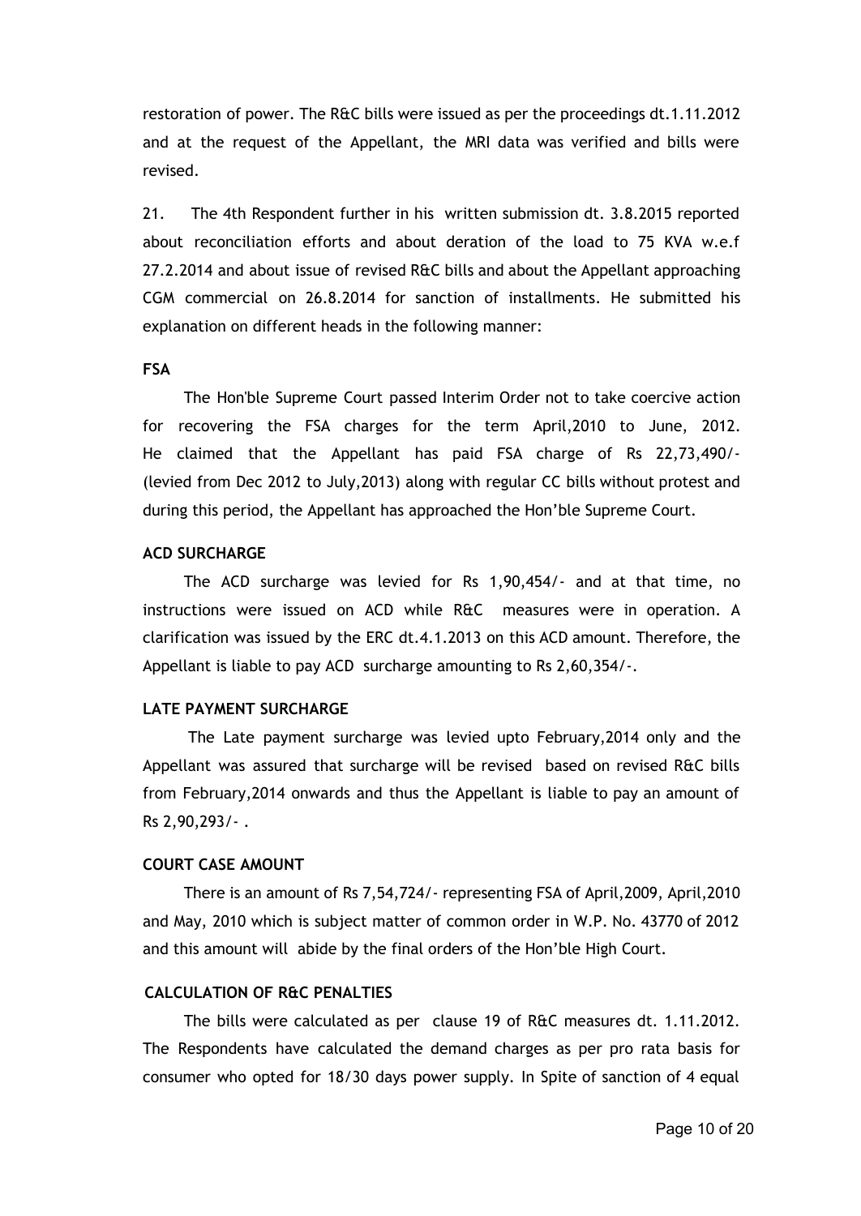restoration of power. The R&C bills were issued as per the proceedings dt.1.11.2012 and at the request of the Appellant, the MRI data was verified and bills were revised.

21. The 4th Respondent further in his written submission dt. 3.8.2015 reported about reconciliation efforts and about deration of the load to 75 KVA w.e.f 27.2.2014 and about issue of revised R&C bills and about the Appellant approaching CGM commercial on 26.8.2014 for sanction of installments. He submitted his explanation on different heads in the following manner:

**FSA**

The Hon'ble Supreme Court passed Interim Order not to take coercive action for recovering the FSA charges for the term April,2010 to June, 2012. He claimed that the Appellant has paid FSA charge of Rs 22,73,490/- (levied from Dec 2012 to July,2013) along with regular CC bills without protest and during this period, the Appellant has approached the Hon'ble Supreme Court.

**ACD SURCHARGE**

The ACD surcharge was levied for Rs 1,90,454/- and at that time, no instructions were issued on ACD while R&C measures were in operation. A clarification was issued by the ERC dt.4.1.2013 on this ACD amount. Therefore, the Appellant is liable to pay ACD surcharge amounting to Rs 2,60,354/-.

**LATE PAYMENT SURCHARGE**

The Late payment surcharge was levied upto February,2014 only and the Appellant was assured that surcharge will be revised based on revised R&C bills from February,2014 onwards and thus the Appellant is liable to pay an amount of Rs 2,90,293/- .

**COURT CASE AMOUNT**

There is an amount of Rs 7,54,724/- representing FSA of April,2009, April,2010 and May, 2010 which is subject matter of common order in W.P. No. 43770 of 2012 and this amount will abide by the final orders of the Hon'ble High Court.

**CALCULATION OF R&C PENALTIES**

The bills were calculated as per clause 19 of R&C measures dt. 1.11.2012. The Respondents have calculated the demand charges as per pro rata basis for consumer who opted for 18/30 days power supply. In Spite of sanction of 4 equal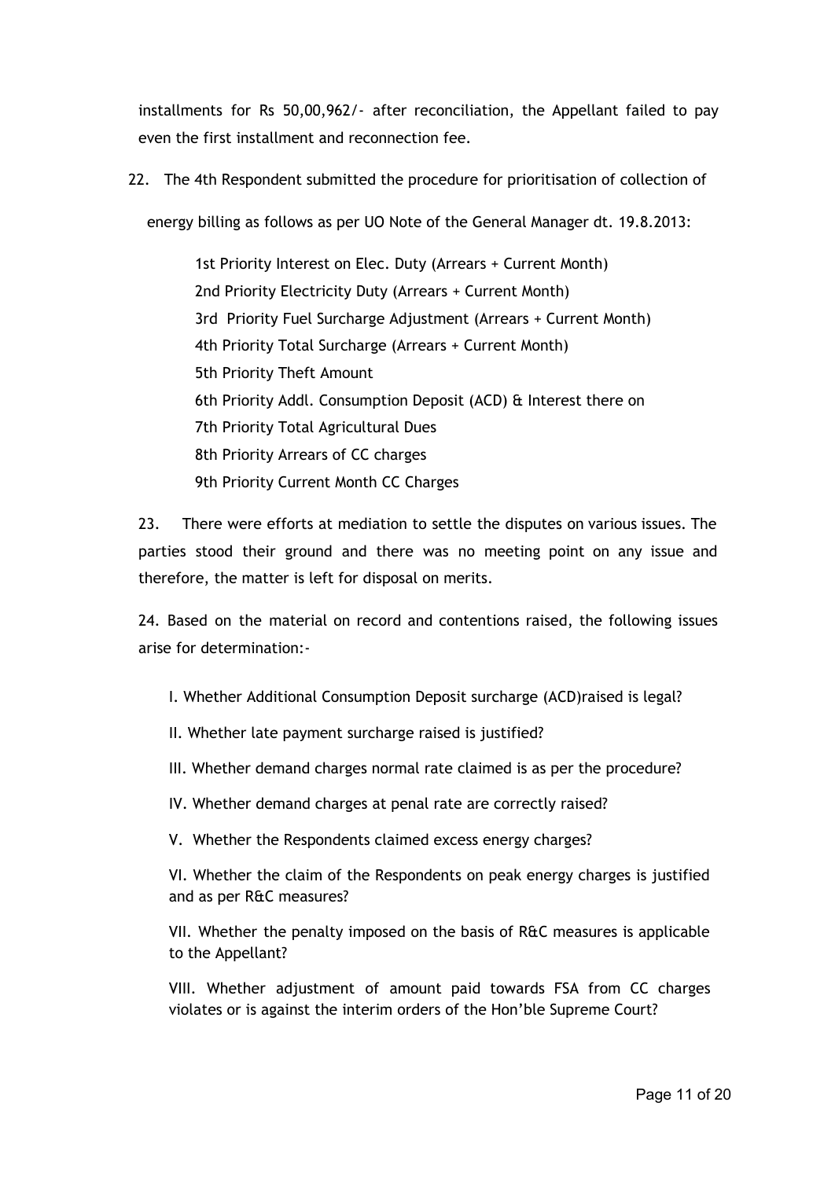installments for Rs 50,00,962/- after reconciliation, the Appellant failed to pay even the first installment and reconnection fee.

22. The 4th Respondent submitted the procedure for prioritisation of collection of energy billing as follows as per UO Note of the General Manager dt. 19.8.2013:

1st Priority Interest on Elec. Duty (Arrears + Current Month)
2nd Priority Electricity Duty (Arrears + Current Month)
3rd Priority Fuel Surcharge Adjustment (Arrears + Current Month)
4th Priority Total Surcharge (Arrears + Current Month)
5th Priority Theft Amount
6th Priority Addl. Consumption Deposit (ACD) & Interest there on
7th Priority Total Agricultural Dues
8th Priority Arrears of CC charges
9th Priority Current Month CC Charges

23. There were efforts at mediation to settle the disputes on various issues. The parties stood their ground and there was no meeting point on any issue and therefore, the matter is left for disposal on merits.

24. Based on the material on record and contentions raised, the following issues arise for determination:-

I. Whether Additional Consumption Deposit surcharge (ACD)raised is legal?

II. Whether late payment surcharge raised is justified?

III. Whether demand charges normal rate claimed is as per the procedure?

IV. Whether demand charges at penal rate are correctly raised?

V. Whether the Respondents claimed excess energy charges?

VI. Whether the claim of the Respondents on peak energy charges is justified and as per R&C measures?

VII. Whether the penalty imposed on the basis of R&C measures is applicable to the Appellant?

VIII. Whether adjustment of amount paid towards FSA from CC charges violates or is against the interim orders of the Hon'ble Supreme Court?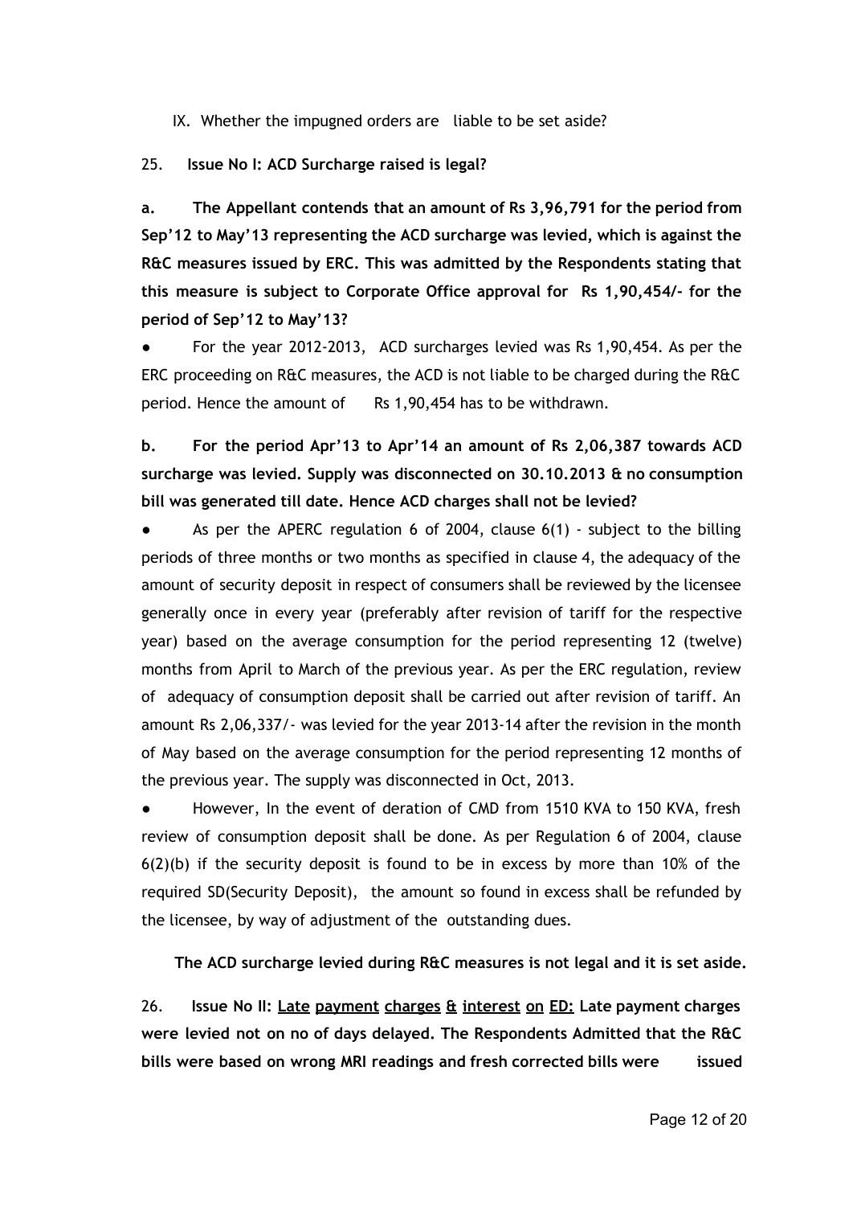IX. Whether the impugned orders are liable to be set aside?

25. **Issue No I: ACD Surcharge raised is legal?**

**a. The Appellant contends that an amount of Rs 3,96,791 for the period from Sep'12 to May'13 representing the ACD surcharge was levied, which is against the R&C measures issued by ERC. This was admitted by the Respondents stating that this measure is subject to Corporate Office approval for Rs 1,90,454/- for the period of Sep'12 to May'13?**

- For the year 2012-2013, ACD surcharges levied was Rs 1,90,454. As per the ERC proceeding on R&C measures, the ACD is not liable to be charged during the R&C period. Hence the amount of Rs 1,90,454 has to be withdrawn.

**b. For the period Apr'13 to Apr'14 an amount of Rs 2,06,387 towards ACD surcharge was levied. Supply was disconnected on 30.10.2013 & no consumption bill was generated till date. Hence ACD charges shall not be levied?**

- As per the APERC regulation 6 of 2004, clause 6(1) - subject to the billing periods of three months or two months as specified in clause 4, the adequacy of the amount of security deposit in respect of consumers shall be reviewed by the licensee generally once in every year (preferably after revision of tariff for the respective year) based on the average consumption for the period representing 12 (twelve) months from April to March of the previous year. As per the ERC regulation, review of adequacy of consumption deposit shall be carried out after revision of tariff. An amount Rs 2,06,337/- was levied for the year 2013-14 after the revision in the month of May based on the average consumption for the period representing 12 months of the previous year. The supply was disconnected in Oct, 2013.
- However, In the event of deration of CMD from 1510 KVA to 150 KVA, fresh review of consumption deposit shall be done. As per Regulation 6 of 2004, clause 6(2)(b) if the security deposit is found to be in excess by more than 10% of the required SD(Security Deposit), the amount so found in excess shall be refunded by the licensee, by way of adjustment of the outstanding dues.

**The ACD surcharge levied during R&C measures is not legal and it is set aside.**

26. **Issue No II: <u>Late payment charges & interest on ED:</u> Late payment charges were levied not on no of days delayed. The Respondents Admitted that the R&C bills were based on wrong MRI readings and fresh corrected bills were issued**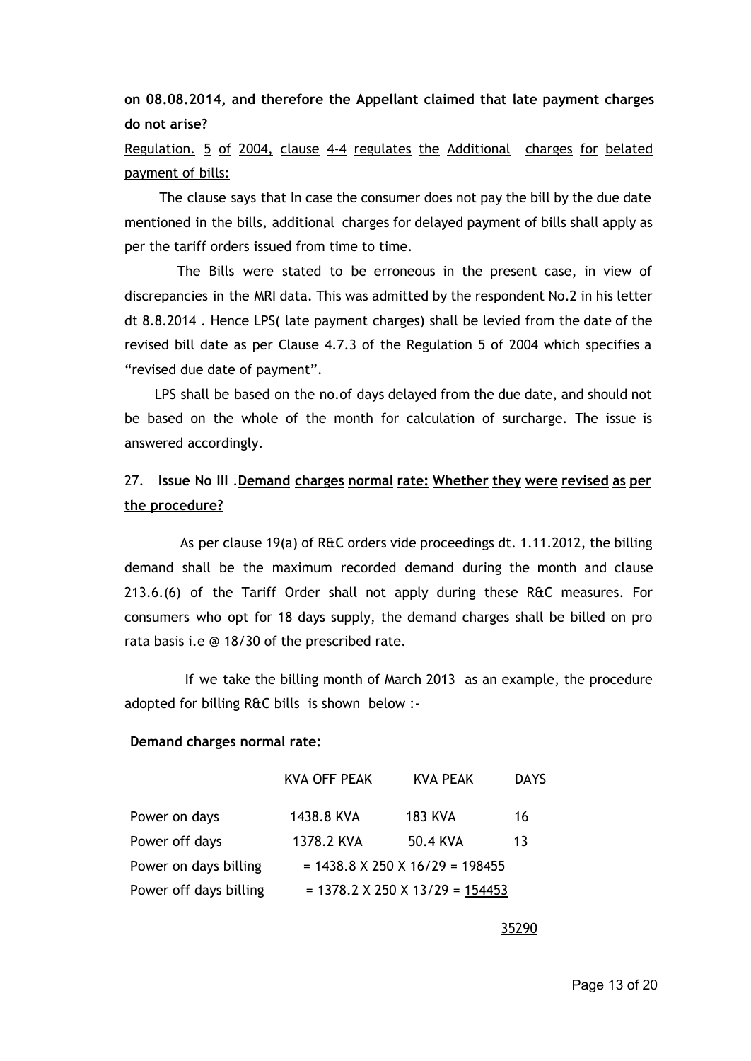**on 08.08.2014, and therefore the Appellant claimed that late payment charges do not arise?**

Regulation. 5 of 2004, clause 4-4 regulates the Additional charges for belated payment of bills:

The clause says that In case the consumer does not pay the bill by the due date mentioned in the bills, additional charges for delayed payment of bills shall apply as per the tariff orders issued from time to time.

The Bills were stated to be erroneous in the present case, in view of discrepancies in the MRI data. This was admitted by the respondent No.2 in his letter dt 8.8.2014 . Hence LPS( late payment charges) shall be levied from the date of the revised bill date as per Clause 4.7.3 of the Regulation 5 of 2004 which specifies a "revised due date of payment".

LPS shall be based on the no.of days delayed from the due date, and should not be based on the whole of the month for calculation of surcharge. The issue is answered accordingly.

**27. Issue No III .Demand charges normal rate: Whether they were revised as per the procedure?**

As per clause 19(a) of R&C orders vide proceedings dt. 1.11.2012, the billing demand shall be the maximum recorded demand during the month and clause 213.6.(6) of the Tariff Order shall not apply during these R&C measures. For consumers who opt for 18 days supply, the demand charges shall be billed on pro rata basis i.e @ 18/30 of the prescribed rate.

If we take the billing month of March 2013 as an example, the procedure adopted for billing R&C bills is shown below :-

**Demand charges normal rate:**

| | KVA OFF PEAK | KVA PEAK | DAYS |
|---|---|---|---|
| Power on days | 1438.8 KVA | 183 KVA | 16 |
| Power off days | 1378.2 KVA | 50.4 KVA | 13 |
| Power on days billing | = 1438.8 X 250 X 16/29 = 198455 | | |
| Power off days billing | = 1378.2 X 250 X 13/29 = 154453 | | |
| | | | 35290 |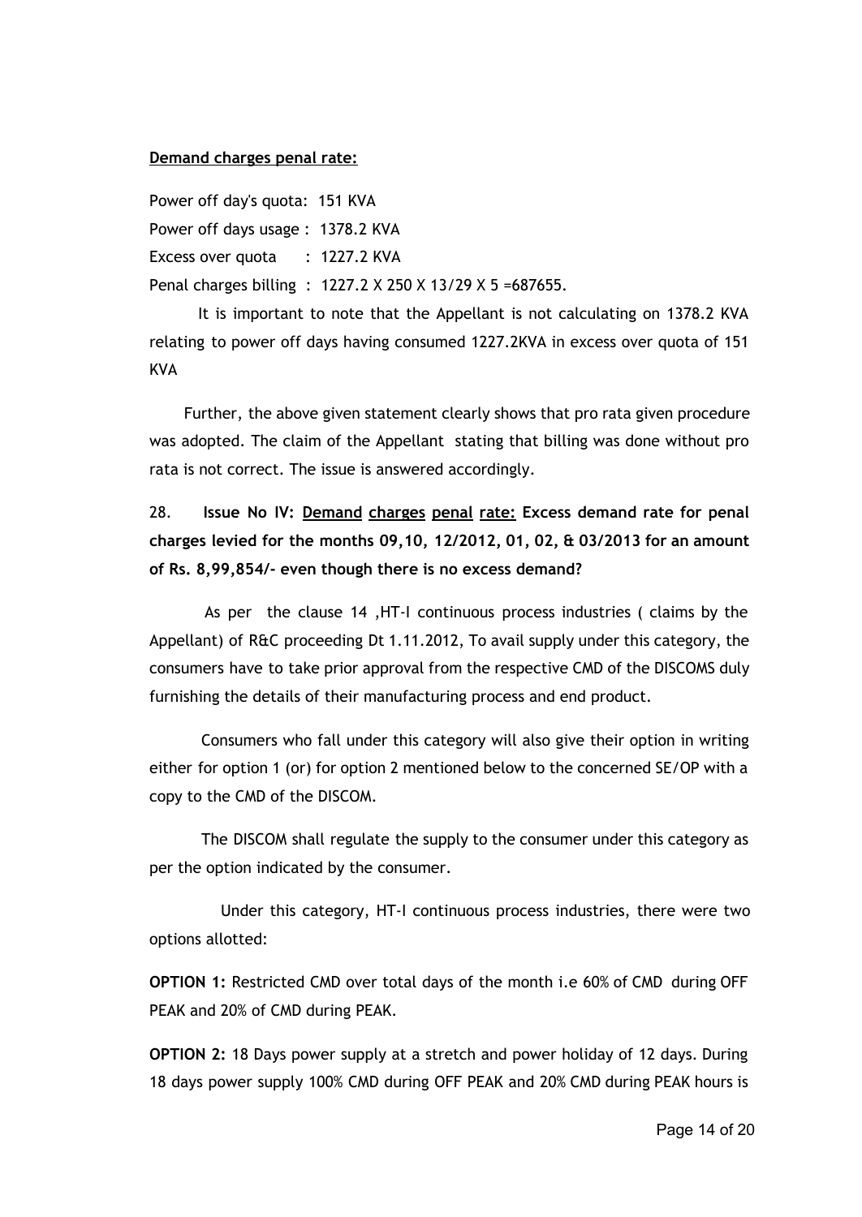**<u>Demand charges penal rate:</u>**

Power off day's quota: 151 KVA

Power off days usage : 1378.2 KVA

Excess over quota : 1227.2 KVA

Penal charges billing : 1227.2 X 250 X 13/29 X 5 =687655.

It is important to note that the Appellant is not calculating on 1378.2 KVA relating to power off days having consumed 1227.2KVA in excess over quota of 151 KVA

Further, the above given statement clearly shows that pro rata given procedure was adopted. The claim of the Appellant stating that billing was done without pro rata is not correct. The issue is answered accordingly.

28. **Issue No IV: <u>Demand charges penal rate:</u> Excess demand rate for penal charges levied for the months 09,10, 12/2012, 01, 02, & 03/2013 for an amount of Rs. 8,99,854/- even though there is no excess demand?**

As per the clause 14 ,HT-I continuous process industries ( claims by the Appellant) of R&C proceeding Dt 1.11.2012, To avail supply under this category, the consumers have to take prior approval from the respective CMD of the DISCOMS duly furnishing the details of their manufacturing process and end product.

Consumers who fall under this category will also give their option in writing either for option 1 (or) for option 2 mentioned below to the concerned SE/OP with a copy to the CMD of the DISCOM.

The DISCOM shall regulate the supply to the consumer under this category as per the option indicated by the consumer.

Under this category, HT-I continuous process industries, there were two options allotted:

**OPTION 1:** Restricted CMD over total days of the month i.e 60% of CMD during OFF PEAK and 20% of CMD during PEAK.

**OPTION 2:** 18 Days power supply at a stretch and power holiday of 12 days. During 18 days power supply 100% CMD during OFF PEAK and 20% CMD during PEAK hours is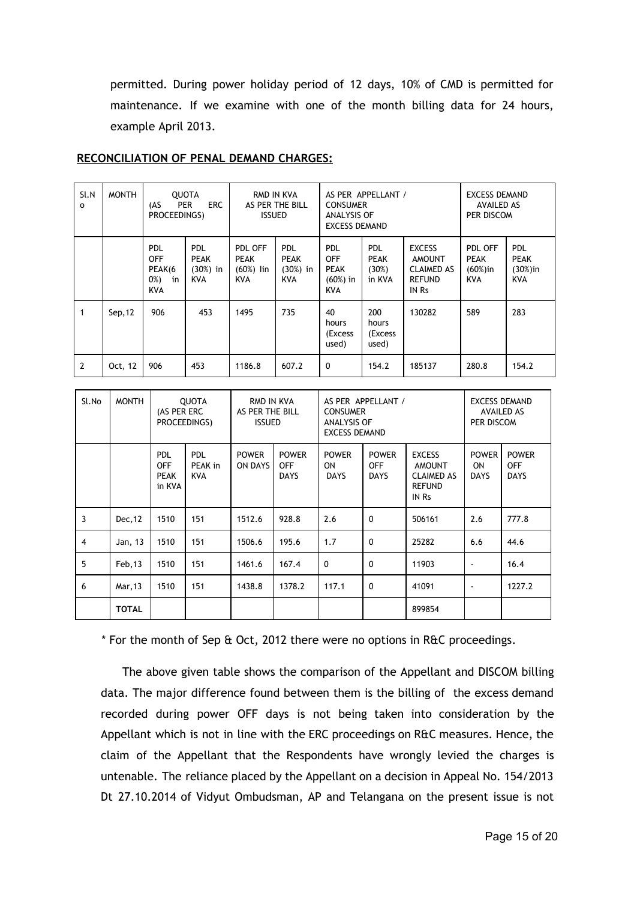permitted. During power holiday period of 12 days, 10% of CMD is permitted for maintenance. If we examine with one of the month billing data for 24 hours, example April 2013.

**RECONCILIATION OF PENAL DEMAND CHARGES:**

| Sl.No | MONTH | QUOTA (AS PER ERC PROCEEDINGS) | | RMD IN KVA AS PER THE BILL ISSUED | | AS PER APPELLANT / CONSUMER ANALYSIS OF EXCESS DEMAND | | | EXCESS DEMAND AVAILED AS PER DISCOM | |
|---|---|---|---|---|---|---|---|---|---|---|
| | | PDL OFF PEAK(60%) in KVA | PDL PEAK (30%) in KVA | PDL OFF PEAK (60%) Iin KVA | PDL PEAK (30%) in KVA | PDL OFF PEAK (60%) in KVA | PDL PEAK (30%) in KVA | EXCESS AMOUNT CLAIMED AS REFUND IN Rs | PDL OFF PEAK (60%)in KVA | PDL PEAK (30%)in KVA |
| 1 | Sep,12 | 906 | 453 | 1495 | 735 | 40 hours (Excess used) | 200 hours (Excess used) | 130282 | 589 | 283 |
| 2 | Oct, 12 | 906 | 453 | 1186.8 | 607.2 | 0 | 154.2 | 185137 | 280.8 | 154.2 |

| Sl.No | MONTH | QUOTA (AS PER ERC PROCEEDINGS) | | RMD IN KVA AS PER THE BILL ISSUED | | AS PER APPELLANT / CONSUMER ANALYSIS OF EXCESS DEMAND | | | EXCESS DEMAND AVAILED AS PER DISCOM | |
|---|---|---|---|---|---|---|---|---|---|---|
| | | PDL OFF PEAK in KVA | PDL PEAK in KVA | POWER ON DAYS | POWER OFF DAYS | POWER ON DAYS | POWER OFF DAYS | EXCESS AMOUNT CLAIMED AS REFUND IN Rs | POWER ON DAYS | POWER OFF DAYS |
| 3 | Dec,12 | 1510 | 151 | 1512.6 | 928.8 | 2.6 | 0 | 506161 | 2.6 | 777.8 |
| 4 | Jan, 13 | 1510 | 151 | 1506.6 | 195.6 | 1.7 | 0 | 25282 | 6.6 | 44.6 |
| 5 | Feb,13 | 1510 | 151 | 1461.6 | 167.4 | 0 | 0 | 11903 | - | 16.4 |
| 6 | Mar,13 | 1510 | 151 | 1438.8 | 1378.2 | 117.1 | 0 | 41091 | - | 1227.2 |
| | **TOTAL** | | | | | | | 899854 | | |

* For the month of Sep & Oct, 2012 there were no options in R&C proceedings.

The above given table shows the comparison of the Appellant and DISCOM billing data. The major difference found between them is the billing of the excess demand recorded during power OFF days is not being taken into consideration by the Appellant which is not in line with the ERC proceedings on R&C measures. Hence, the claim of the Appellant that the Respondents have wrongly levied the charges is untenable. The reliance placed by the Appellant on a decision in Appeal No. 154/2013 Dt 27.10.2014 of Vidyut Ombudsman, AP and Telangana on the present issue is not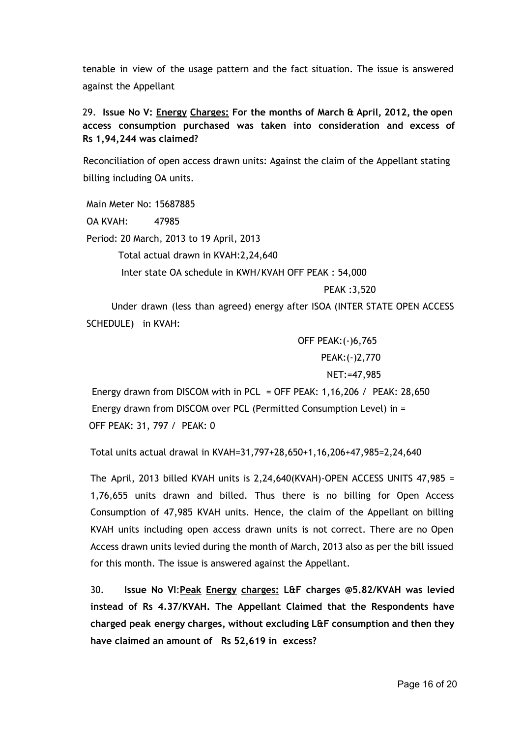tenable in view of the usage pattern and the fact situation. The issue is answered against the Appellant

29. **Issue No V: <u>Energy</u> <u>Charges:</u> For the months of March & April, 2012, the open access consumption purchased was taken into consideration and excess of Rs 1,94,244 was claimed?**

Reconciliation of open access drawn units: Against the claim of the Appellant stating billing including OA units.

Main Meter No: 15687885

OA KVAH: 47985

Period: 20 March, 2013 to 19 April, 2013

Total actual drawn in KVAH:2,24,640

Inter state OA schedule in KWH/KVAH OFF PEAK : 54,000

PEAK :3,520

Under drawn (less than agreed) energy after ISOA (INTER STATE OPEN ACCESS SCHEDULE) in KVAH:

OFF PEAK:(-)6,765

PEAK:(-)2,770

NET:=47,985

Energy drawn from DISCOM with in PCL = OFF PEAK: 1,16,206 / PEAK: 28,650

Energy drawn from DISCOM over PCL (Permitted Consumption Level) in = OFF PEAK: 31, 797 / PEAK: 0

Total units actual drawal in KVAH=31,797+28,650+1,16,206+47,985=2,24,640

The April, 2013 billed KVAH units is 2,24,640(KVAH)-OPEN ACCESS UNITS 47,985 = 1,76,655 units drawn and billed. Thus there is no billing for Open Access Consumption of 47,985 KVAH units. Hence, the claim of the Appellant on billing KVAH units including open access drawn units is not correct. There are no Open Access drawn units levied during the month of March, 2013 also as per the bill issued for this month. The issue is answered against the Appellant.

30. **Issue No VI:<u>Peak</u> <u>Energy</u> <u>charges:</u> L&F charges @5.82/KVAH was levied instead of Rs 4.37/KVAH. The Appellant Claimed that the Respondents have charged peak energy charges, without excluding L&F consumption and then they have claimed an amount of Rs 52,619 in excess?**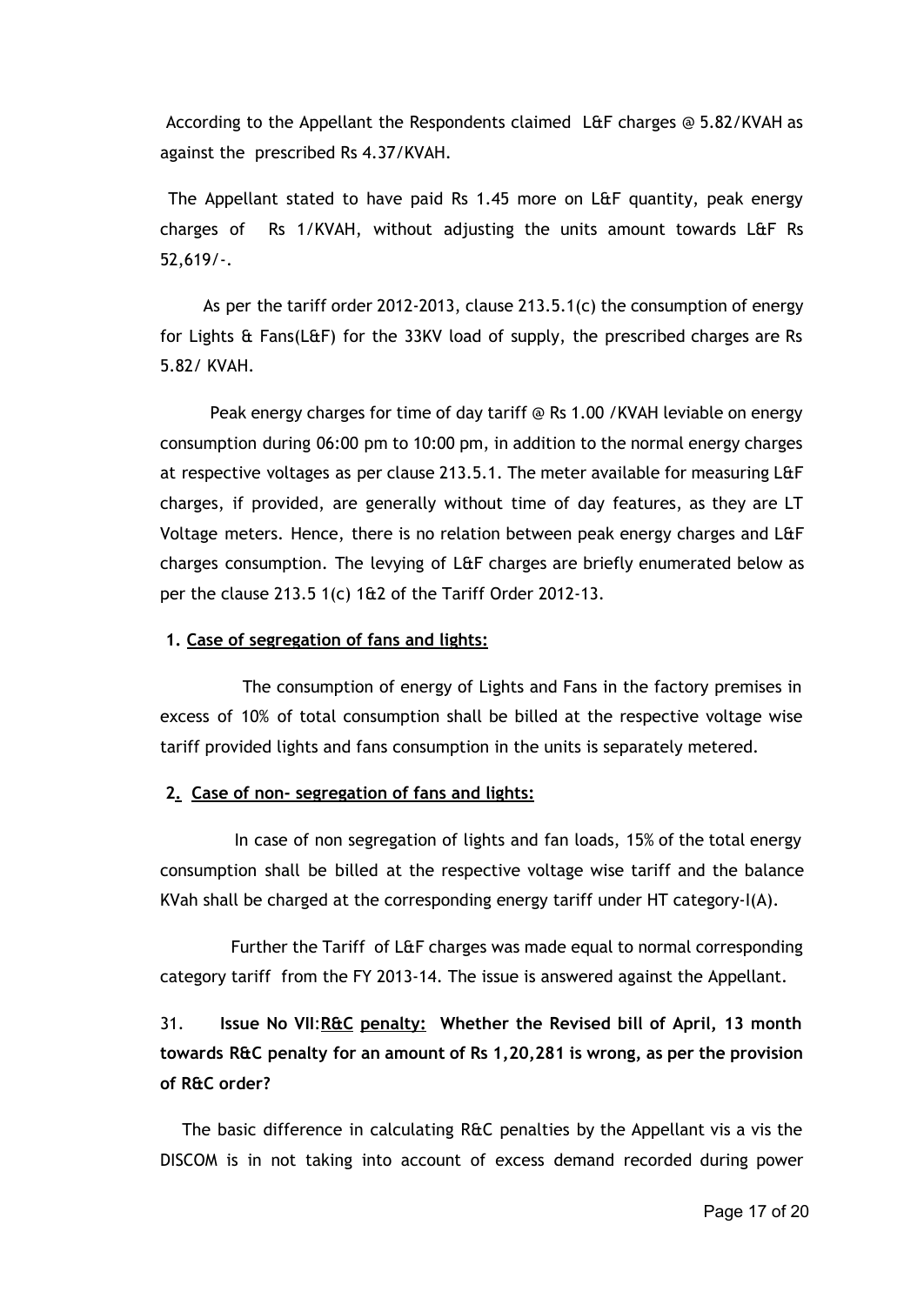According to the Appellant the Respondents claimed L&F charges @ 5.82/KVAH as against the prescribed Rs 4.37/KVAH.

The Appellant stated to have paid Rs 1.45 more on L&F quantity, peak energy charges of Rs 1/KVAH, without adjusting the units amount towards L&F Rs 52,619/-.

As per the tariff order 2012-2013, clause 213.5.1(c) the consumption of energy for Lights & Fans(L&F) for the 33KV load of supply, the prescribed charges are Rs 5.82/ KVAH.

Peak energy charges for time of day tariff @ Rs 1.00 /KVAH leviable on energy consumption during 06:00 pm to 10:00 pm, in addition to the normal energy charges at respective voltages as per clause 213.5.1. The meter available for measuring L&F charges, if provided, are generally without time of day features, as they are LT Voltage meters. Hence, there is no relation between peak energy charges and L&F charges consumption. The levying of L&F charges are briefly enumerated below as per the clause 213.5 1(c) 1&2 of the Tariff Order 2012-13.

**1. <u>Case of segregation of fans and lights:</u>**

The consumption of energy of Lights and Fans in the factory premises in excess of 10% of total consumption shall be billed at the respective voltage wise tariff provided lights and fans consumption in the units is separately metered.

**2. <u>Case of non- segregation of fans and lights:</u>**

In case of non segregation of lights and fan loads, 15% of the total energy consumption shall be billed at the respective voltage wise tariff and the balance KVah shall be charged at the corresponding energy tariff under HT category-I(A).

Further the Tariff of L&F charges was made equal to normal corresponding category tariff from the FY 2013-14. The issue is answered against the Appellant.

31. **Issue No VII**:**<u>R&C</u> <u>penalty:</u> Whether the Revised bill of April, 13 month towards R&C penalty for an amount of Rs 1,20,281 is wrong, as per the provision of R&C order?**

The basic difference in calculating R&C penalties by the Appellant vis a vis the DISCOM is in not taking into account of excess demand recorded during power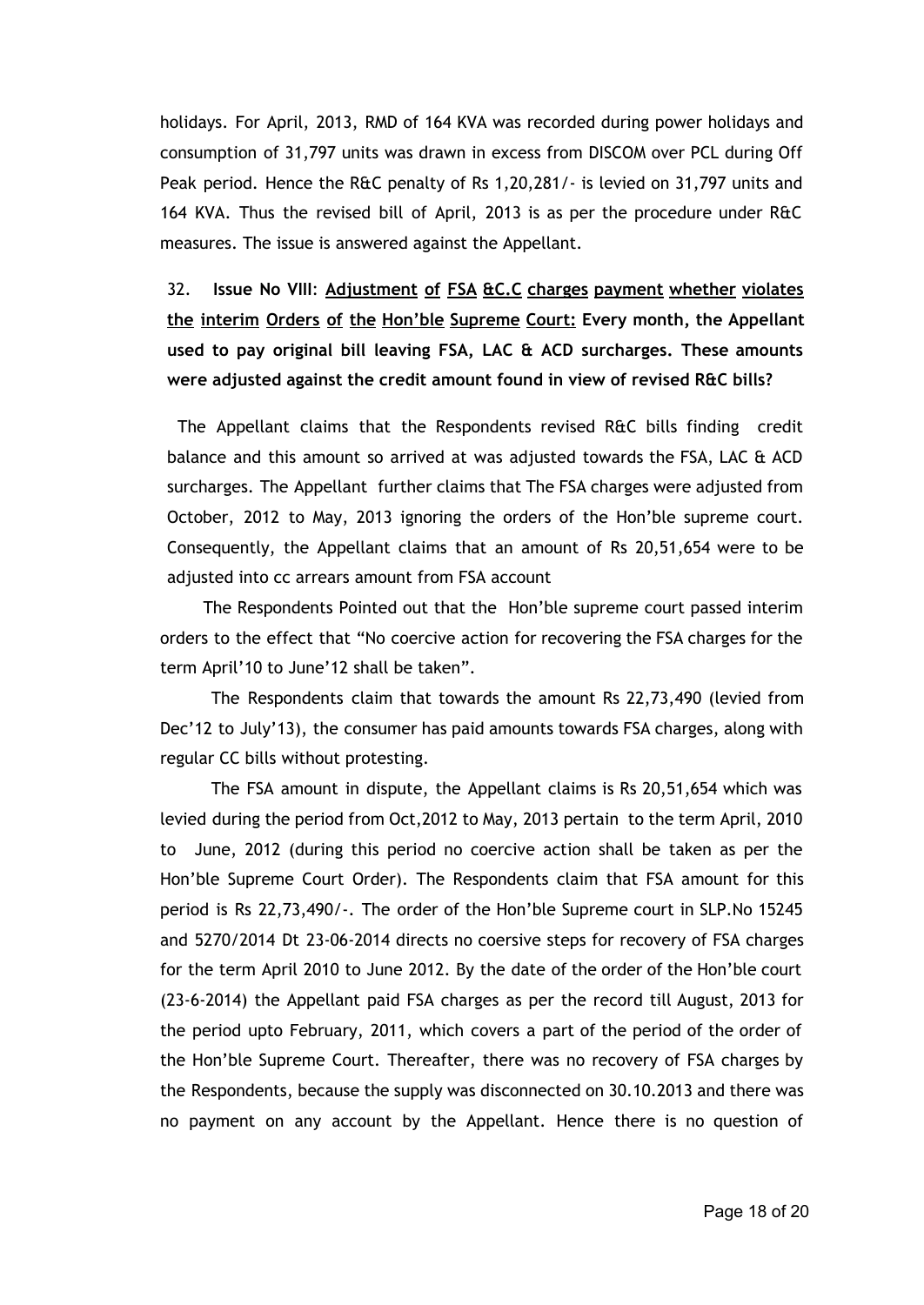holidays. For April, 2013, RMD of 164 KVA was recorded during power holidays and consumption of 31,797 units was drawn in excess from DISCOM over PCL during Off Peak period. Hence the R&C penalty of Rs 1,20,281/- is levied on 31,797 units and 164 KVA. Thus the revised bill of April, 2013 is as per the procedure under R&C measures. The issue is answered against the Appellant.

32. **Issue No VIII**: **<u>Adjustment of FSA &C.C charges payment whether violates the interim Orders of the Hon'ble Supreme Court:</u> Every month, the Appellant used to pay original bill leaving FSA, LAC & ACD surcharges. These amounts were adjusted against the credit amount found in view of revised R&C bills?**

The Appellant claims that the Respondents revised R&C bills finding credit balance and this amount so arrived at was adjusted towards the FSA, LAC & ACD surcharges. The Appellant further claims that The FSA charges were adjusted from October, 2012 to May, 2013 ignoring the orders of the Hon'ble supreme court. Consequently, the Appellant claims that an amount of Rs 20,51,654 were to be adjusted into cc arrears amount from FSA account

The Respondents Pointed out that the Hon'ble supreme court passed interim orders to the effect that "No coercive action for recovering the FSA charges for the term April'10 to June'12 shall be taken".

The Respondents claim that towards the amount Rs 22,73,490 (levied from Dec'12 to July'13), the consumer has paid amounts towards FSA charges, along with regular CC bills without protesting.

The FSA amount in dispute, the Appellant claims is Rs 20,51,654 which was levied during the period from Oct,2012 to May, 2013 pertain to the term April, 2010 to June, 2012 (during this period no coercive action shall be taken as per the Hon'ble Supreme Court Order). The Respondents claim that FSA amount for this period is Rs 22,73,490/-. The order of the Hon'ble Supreme court in SLP.No 15245 and 5270/2014 Dt 23-06-2014 directs no coersive steps for recovery of FSA charges for the term April 2010 to June 2012. By the date of the order of the Hon'ble court (23-6-2014) the Appellant paid FSA charges as per the record till August, 2013 for the period upto February, 2011, which covers a part of the period of the order of the Hon'ble Supreme Court. Thereafter, there was no recovery of FSA charges by the Respondents, because the supply was disconnected on 30.10.2013 and there was no payment on any account by the Appellant. Hence there is no question of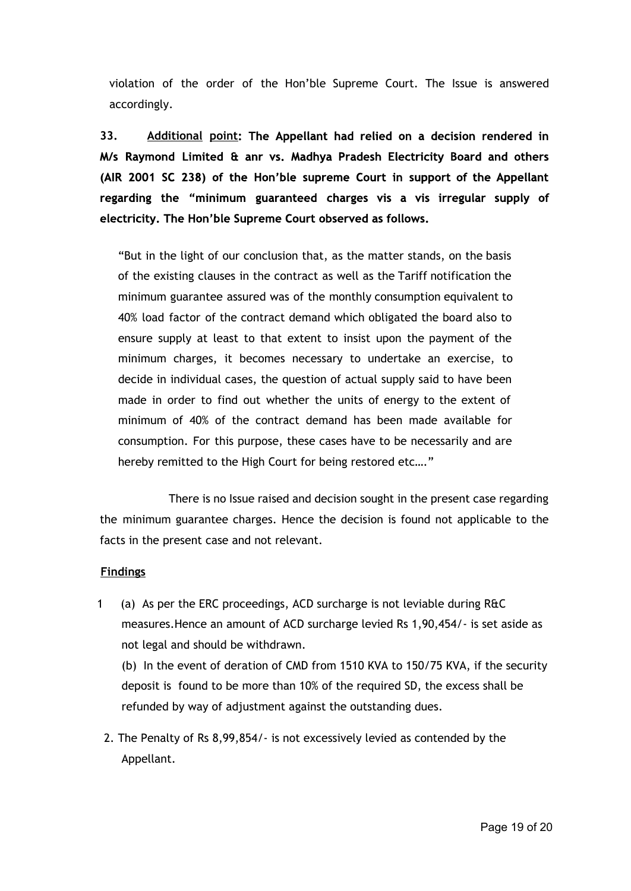violation of the order of the Hon'ble Supreme Court. The Issue is answered accordingly.

**33. <u>Additional</u> <u>point</u>: The Appellant had relied on a decision rendered in M/s Raymond Limited & anr vs. Madhya Pradesh Electricity Board and others (AIR 2001 SC 238) of the Hon'ble supreme Court in support of the Appellant regarding the "minimum guaranteed charges vis a vis irregular supply of electricity. The Hon'ble Supreme Court observed as follows.**

> "But in the light of our conclusion that, as the matter stands, on the basis of the existing clauses in the contract as well as the Tariff notification the minimum guarantee assured was of the monthly consumption equivalent to 40% load factor of the contract demand which obligated the board also to ensure supply at least to that extent to insist upon the payment of the minimum charges, it becomes necessary to undertake an exercise, to decide in individual cases, the question of actual supply said to have been made in order to find out whether the units of energy to the extent of minimum of 40% of the contract demand has been made available for consumption. For this purpose, these cases have to be necessarily and are hereby remitted to the High Court for being restored etc…."

There is no Issue raised and decision sought in the present case regarding the minimum guarantee charges. Hence the decision is found not applicable to the facts in the present case and not relevant.

**<u>Findings</u>**

1. (a) As per the ERC proceedings, ACD surcharge is not leviable during R&C measures.Hence an amount of ACD surcharge levied Rs 1,90,454/- is set aside as not legal and should be withdrawn.

   (b) In the event of deration of CMD from 1510 KVA to 150/75 KVA, if the security deposit is found to be more than 10% of the required SD, the excess shall be refunded by way of adjustment against the outstanding dues.

2. The Penalty of Rs 8,99,854/- is not excessively levied as contended by the Appellant.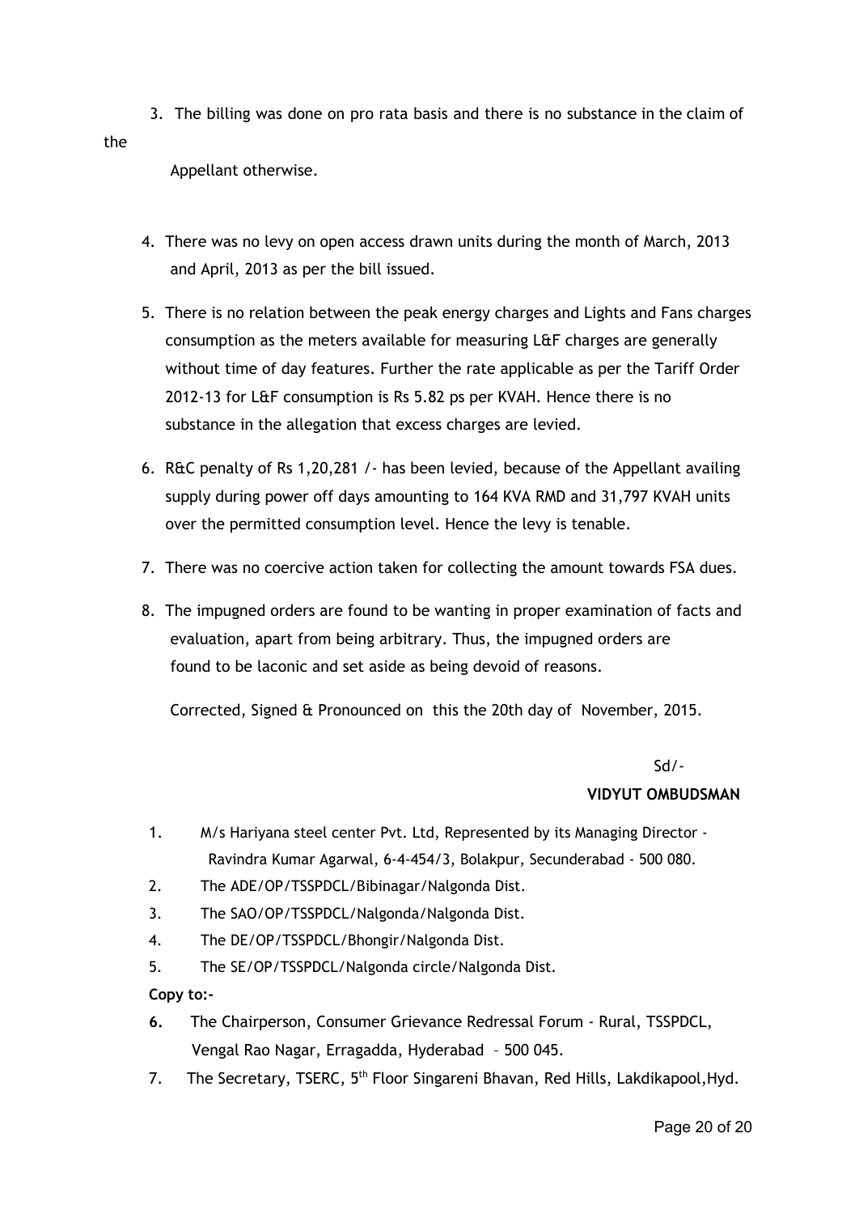3. The billing was done on pro rata basis and there is no substance in the claim of the Appellant otherwise.

4. There was no levy on open access drawn units during the month of March, 2013 and April, 2013 as per the bill issued.

5. There is no relation between the peak energy charges and Lights and Fans charges consumption as the meters available for measuring L&F charges are generally without time of day features. Further the rate applicable as per the Tariff Order 2012-13 for L&F consumption is Rs 5.82 ps per KVAH. Hence there is no substance in the allegation that excess charges are levied.

6. R&C penalty of Rs 1,20,281 /- has been levied, because of the Appellant availing supply during power off days amounting to 164 KVA RMD and 31,797 KVAH units over the permitted consumption level. Hence the levy is tenable.

7. There was no coercive action taken for collecting the amount towards FSA dues.

8. The impugned orders are found to be wanting in proper examination of facts and evaluation, apart from being arbitrary. Thus, the impugned orders are found to be laconic and set aside as being devoid of reasons.

Corrected, Signed & Pronounced on this the 20th day of November, 2015.

Sd/-

**VIDYUT OMBUDSMAN**

1. M/s Hariyana steel center Pvt. Ltd, Represented by its Managing Director - Ravindra Kumar Agarwal, 6-4-454/3, Bolakpur, Secunderabad - 500 080.
2. The ADE/OP/TSSPDCL/Bibinagar/Nalgonda Dist.
3. The SAO/OP/TSSPDCL/Nalgonda/Nalgonda Dist.
4. The DE/OP/TSSPDCL/Bhongir/Nalgonda Dist.
5. The SE/OP/TSSPDCL/Nalgonda circle/Nalgonda Dist.

**Copy to:-**

6. The Chairperson, Consumer Grievance Redressal Forum - Rural, TSSPDCL, Vengal Rao Nagar, Erragadda, Hyderabad – 500 045.
7. The Secretary, TSERC, 5th Floor Singareni Bhavan, Red Hills, Lakdikapool,Hyd.